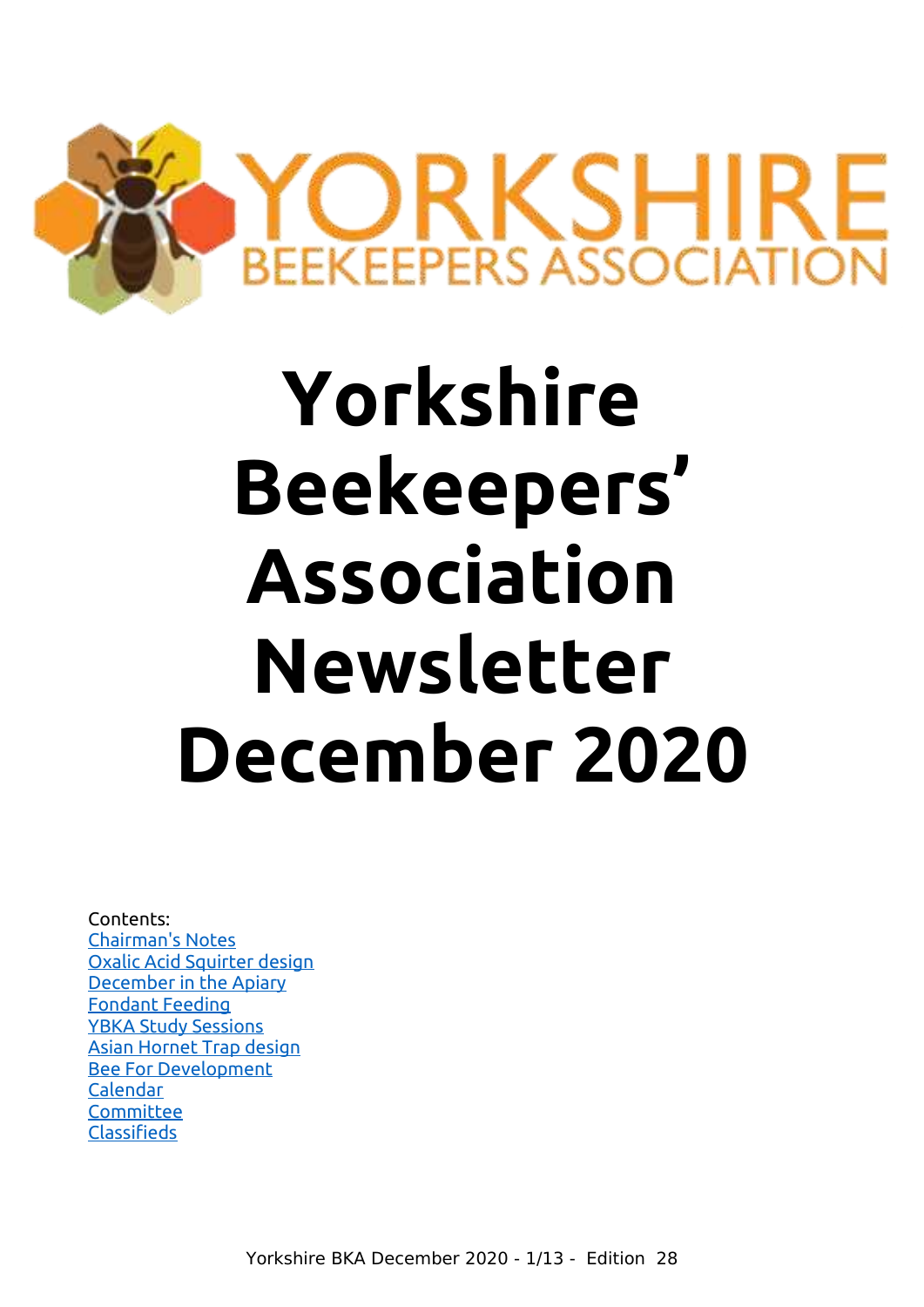# Yorkshire Beekeepers' Association Newsletter December 2020

Contents:

- Chairman's Notes
- Oxalic Acid Squirter design
- December in the Apiary
- Fondant Feeding
- YBKA Study Sessions
- Asian Hornet Trap design
- Bee For Development
- Calendar
- Committee
- Classifieds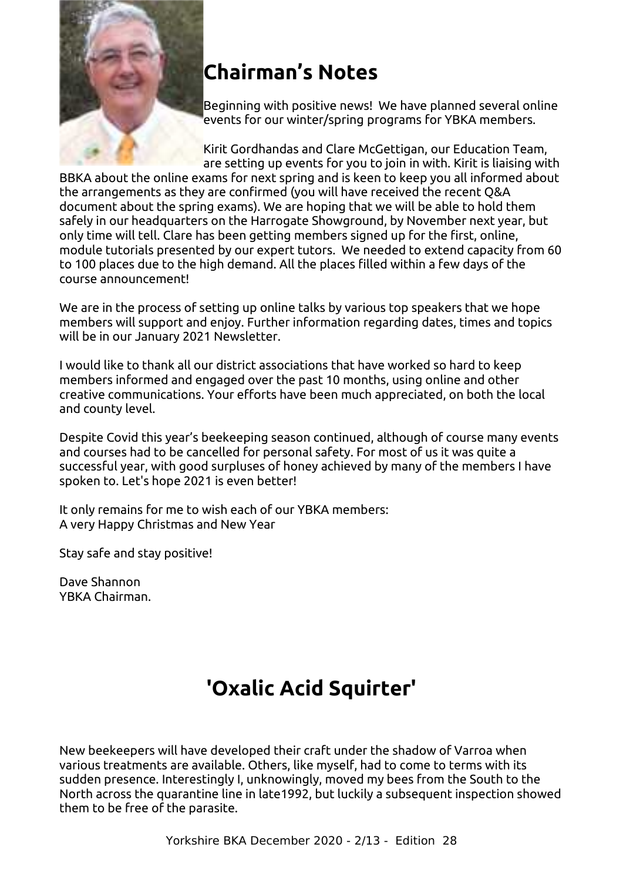## Chairman's Notes

Beginning with positive news! We have planned several online events for our winter/spring programs for YBKA members.

Kirit Gordhandas and Clare McGettigan, our Education Team, are setting up events for you to join in with. Kirit is liaising with BBKA about the online exams for next spring and is keen to keep you all informed about the arrangements as they are confirmed (you will have received the recent Q&A document about the spring exams). We are hoping that we will be able to hold them safely in our headquarters on the Harrogate Showground, by November next year, but only time will tell. Clare has been getting members signed up for the first, online, module tutorials presented by our expert tutors. We needed to extend capacity from 60 to 100 places due to the high demand. All the places filled within a few days of the course announcement!

We are in the process of setting up online talks by various top speakers that we hope members will support and enjoy. Further information regarding dates, times and topics will be in our January 2021 Newsletter.

I would like to thank all our district associations that have worked so hard to keep members informed and engaged over the past 10 months, using online and other creative communications. Your efforts have been much appreciated, on both the local and county level.

Despite Covid this year's beekeeping season continued, although of course many events and courses had to be cancelled for personal safety. For most of us it was quite a successful year, with good surpluses of honey achieved by many of the members I have spoken to. Let's hope 2021 is even better!

It only remains for me to wish each of our YBKA members:
A very Happy Christmas and New Year

Stay safe and stay positive!

Dave Shannon
YBKA Chairman.

## 'Oxalic Acid Squirter'

New beekeepers will have developed their craft under the shadow of Varroa when various treatments are available. Others, like myself, had to come to terms with its sudden presence. Interestingly I, unknowingly, moved my bees from the South to the North across the quarantine line in late1992, but luckily a subsequent inspection showed them to be free of the parasite.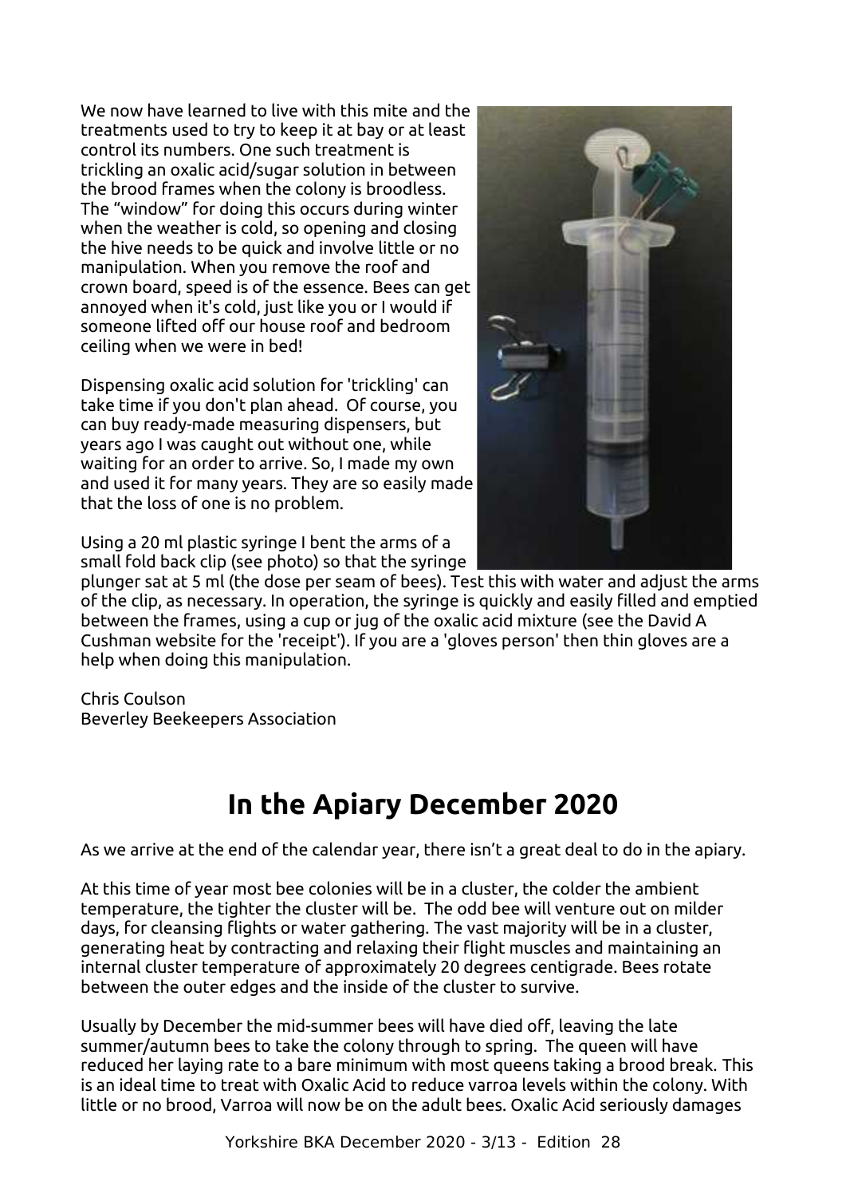We now have learned to live with this mite and the treatments used to try to keep it at bay or at least control its numbers. One such treatment is trickling an oxalic acid/sugar solution in between the brood frames when the colony is broodless. The "window" for doing this occurs during winter when the weather is cold, so opening and closing the hive needs to be quick and involve little or no manipulation. When you remove the roof and crown board, speed is of the essence. Bees can get annoyed when it's cold, just like you or I would if someone lifted off our house roof and bedroom ceiling when we were in bed!

Dispensing oxalic acid solution for 'trickling' can take time if you don't plan ahead. Of course, you can buy ready-made measuring dispensers, but years ago I was caught out without one, while waiting for an order to arrive. So, I made my own and used it for many years. They are so easily made that the loss of one is no problem.

Using a 20 ml plastic syringe I bent the arms of a small fold back clip (see photo) so that the syringe plunger sat at 5 ml (the dose per seam of bees). Test this with water and adjust the arms of the clip, as necessary. In operation, the syringe is quickly and easily filled and emptied between the frames, using a cup or jug of the oxalic acid mixture (see the David A Cushman website for the 'receipt'). If you are a 'gloves person' then thin gloves are a help when doing this manipulation.

Chris Coulson
Beverley Beekeepers Association

# In the Apiary December 2020

As we arrive at the end of the calendar year, there isn't a great deal to do in the apiary.

At this time of year most bee colonies will be in a cluster, the colder the ambient temperature, the tighter the cluster will be. The odd bee will venture out on milder days, for cleansing flights or water gathering. The vast majority will be in a cluster, generating heat by contracting and relaxing their flight muscles and maintaining an internal cluster temperature of approximately 20 degrees centigrade. Bees rotate between the outer edges and the inside of the cluster to survive.

Usually by December the mid-summer bees will have died off, leaving the late summer/autumn bees to take the colony through to spring. The queen will have reduced her laying rate to a bare minimum with most queens taking a brood break. This is an ideal time to treat with Oxalic Acid to reduce varroa levels within the colony. With little or no brood, Varroa will now be on the adult bees. Oxalic Acid seriously damages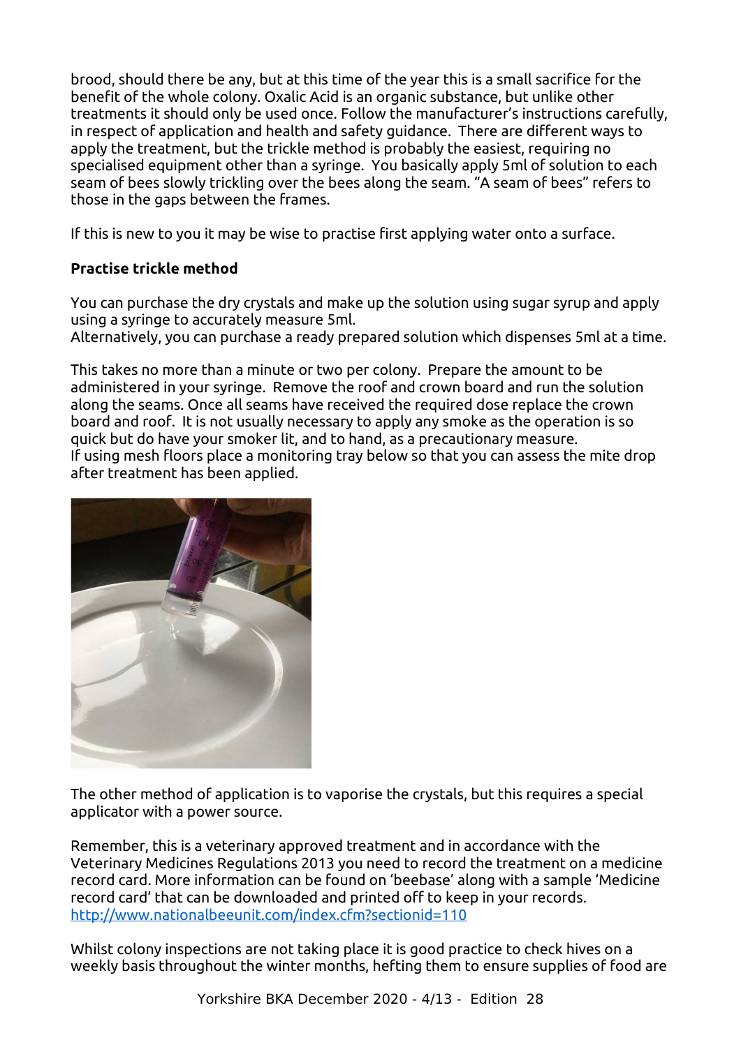brood, should there be any, but at this time of the year this is a small sacrifice for the benefit of the whole colony. Oxalic Acid is an organic substance, but unlike other treatments it should only be used once. Follow the manufacturer's instructions carefully, in respect of application and health and safety guidance. There are different ways to apply the treatment, but the trickle method is probably the easiest, requiring no specialised equipment other than a syringe. You basically apply 5ml of solution to each seam of bees slowly trickling over the bees along the seam. "A seam of bees" refers to those in the gaps between the frames.

If this is new to you it may be wise to practise first applying water onto a surface.

**Practise trickle method**

You can purchase the dry crystals and make up the solution using sugar syrup and apply using a syringe to accurately measure 5ml.
Alternatively, you can purchase a ready prepared solution which dispenses 5ml at a time.

This takes no more than a minute or two per colony. Prepare the amount to be administered in your syringe. Remove the roof and crown board and run the solution along the seams. Once all seams have received the required dose replace the crown board and roof. It is not usually necessary to apply any smoke as the operation is so quick but do have your smoker lit, and to hand, as a precautionary measure.
If using mesh floors place a monitoring tray below so that you can assess the mite drop after treatment has been applied.

The other method of application is to vaporise the crystals, but this requires a special applicator with a power source.

Remember, this is a veterinary approved treatment and in accordance with the Veterinary Medicines Regulations 2013 you need to record the treatment on a medicine record card. More information can be found on 'beebase' along with a sample 'Medicine record card' that can be downloaded and printed off to keep in your records.
http://www.nationalbeeunit.com/index.cfm?sectionid=110

Whilst colony inspections are not taking place it is good practice to check hives on a weekly basis throughout the winter months, hefting them to ensure supplies of food are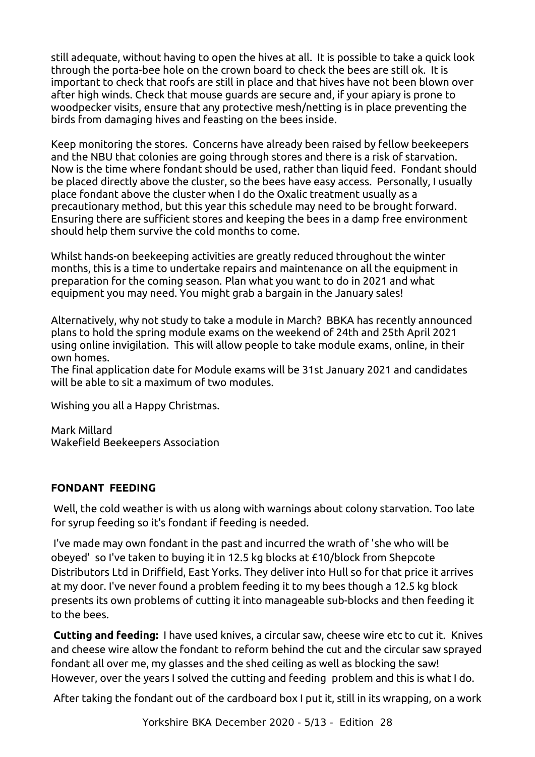still adequate, without having to open the hives at all. It is possible to take a quick look through the porta-bee hole on the crown board to check the bees are still ok. It is important to check that roofs are still in place and that hives have not been blown over after high winds. Check that mouse guards are secure and, if your apiary is prone to woodpecker visits, ensure that any protective mesh/netting is in place preventing the birds from damaging hives and feasting on the bees inside.

Keep monitoring the stores. Concerns have already been raised by fellow beekeepers and the NBU that colonies are going through stores and there is a risk of starvation. Now is the time where fondant should be used, rather than liquid feed. Fondant should be placed directly above the cluster, so the bees have easy access. Personally, I usually place fondant above the cluster when I do the Oxalic treatment usually as a precautionary method, but this year this schedule may need to be brought forward. Ensuring there are sufficient stores and keeping the bees in a damp free environment should help them survive the cold months to come.

Whilst hands-on beekeeping activities are greatly reduced throughout the winter months, this is a time to undertake repairs and maintenance on all the equipment in preparation for the coming season. Plan what you want to do in 2021 and what equipment you may need. You might grab a bargain in the January sales!

Alternatively, why not study to take a module in March? BBKA has recently announced plans to hold the spring module exams on the weekend of 24th and 25th April 2021 using online invigilation. This will allow people to take module exams, online, in their own homes.
The final application date for Module exams will be 31st January 2021 and candidates will be able to sit a maximum of two modules.

Wishing you all a Happy Christmas.

Mark Millard
Wakefield Beekeepers Association

## FONDANT FEEDING

Well, the cold weather is with us along with warnings about colony starvation. Too late for syrup feeding so it's fondant if feeding is needed.

I've made may own fondant in the past and incurred the wrath of 'she who will be obeyed' so I've taken to buying it in 12.5 kg blocks at £10/block from Shepcote Distributors Ltd in Driffield, East Yorks. They deliver into Hull so for that price it arrives at my door. I've never found a problem feeding it to my bees though a 12.5 kg block presents its own problems of cutting it into manageable sub-blocks and then feeding it to the bees.

**Cutting and feeding:** I have used knives, a circular saw, cheese wire etc to cut it. Knives and cheese wire allow the fondant to reform behind the cut and the circular saw sprayed fondant all over me, my glasses and the shed ceiling as well as blocking the saw! However, over the years I solved the cutting and feeding problem and this is what I do.

After taking the fondant out of the cardboard box I put it, still in its wrapping, on a work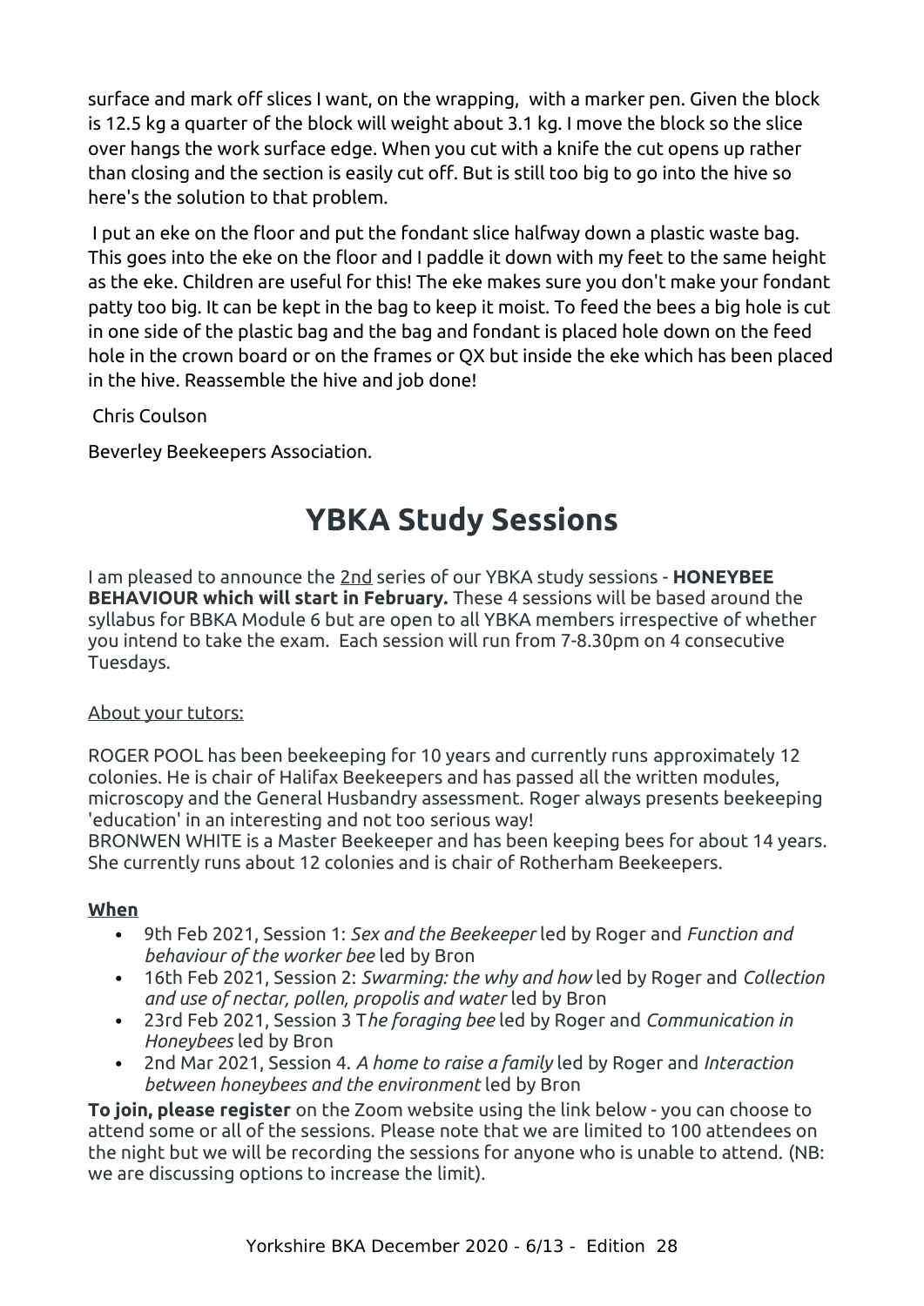surface and mark off slices I want, on the wrapping, with a marker pen. Given the block is 12.5 kg a quarter of the block will weight about 3.1 kg. I move the block so the slice over hangs the work surface edge. When you cut with a knife the cut opens up rather than closing and the section is easily cut off. But is still too big to go into the hive so here's the solution to that problem.

I put an eke on the floor and put the fondant slice halfway down a plastic waste bag. This goes into the eke on the floor and I paddle it down with my feet to the same height as the eke. Children are useful for this! The eke makes sure you don't make your fondant patty too big. It can be kept in the bag to keep it moist. To feed the bees a big hole is cut in one side of the plastic bag and the bag and fondant is placed hole down on the feed hole in the crown board or on the frames or QX but inside the eke which has been placed in the hive. Reassemble the hive and job done!

Chris Coulson

Beverley Beekeepers Association.

# YBKA Study Sessions

I am pleased to announce the 2nd series of our YBKA study sessions - **HONEYBEE BEHAVIOUR which will start in February.** These 4 sessions will be based around the syllabus for BBKA Module 6 but are open to all YBKA members irrespective of whether you intend to take the exam. Each session will run from 7-8.30pm on 4 consecutive Tuesdays.

About your tutors:

ROGER POOL has been beekeeping for 10 years and currently runs approximately 12 colonies. He is chair of Halifax Beekeepers and has passed all the written modules, microscopy and the General Husbandry assessment. Roger always presents beekeeping 'education' in an interesting and not too serious way!
BRONWEN WHITE is a Master Beekeeper and has been keeping bees for about 14 years. She currently runs about 12 colonies and is chair of Rotherham Beekeepers.

**When**

- 9th Feb 2021, Session 1: *Sex and the Beekeeper* led by Roger and *Function and behaviour of the worker bee* led by Bron
- 16th Feb 2021, Session 2: *Swarming: the why and how* led by Roger and *Collection and use of nectar, pollen, propolis and water* led by Bron
- 23rd Feb 2021, Session 3 T*he foraging bee* led by Roger and *Communication in Honeybees* led by Bron
- 2nd Mar 2021, Session 4. *A home to raise a family* led by Roger and *Interaction between honeybees and the environment* led by Bron

**To join, please register** on the Zoom website using the link below - you can choose to attend some or all of the sessions. Please note that we are limited to 100 attendees on the night but we will be recording the sessions for anyone who is unable to attend. (NB: we are discussing options to increase the limit).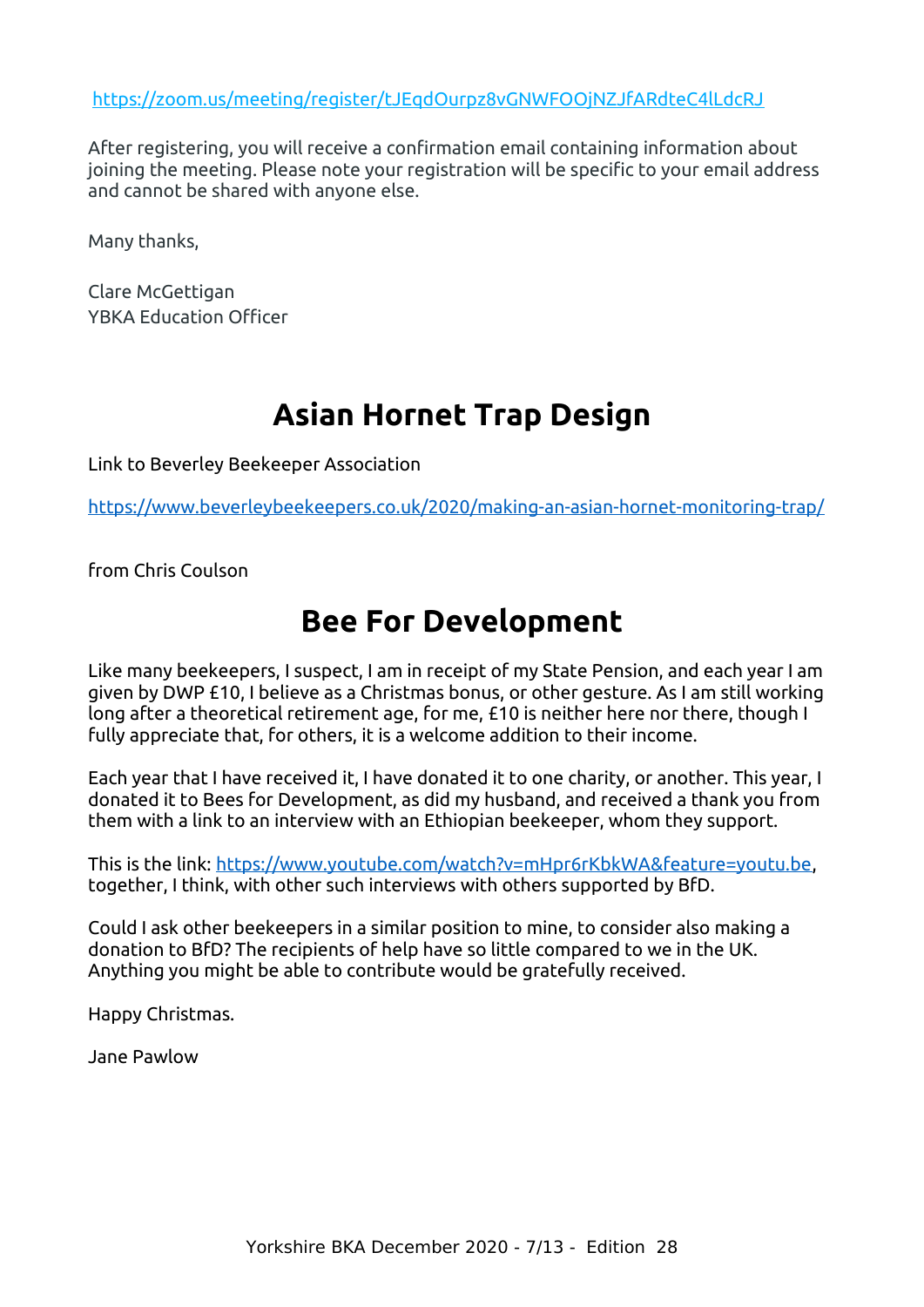[https://zoom.us/meeting/register/tJEqdOurpz8vGNWFOOjNZJfARdteC4lLdcRJ](https://zoom.us/meeting/register/tJEqdOurpz8vGNWFOOjNZJfARdteC4lLdcRJ)

After registering, you will receive a confirmation email containing information about joining the meeting. Please note your registration will be specific to your email address and cannot be shared with anyone else.

Many thanks,

Clare McGettigan
YBKA Education Officer

## Asian Hornet Trap Design

Link to Beverley Beekeeper Association

[https://www.beverleybeekeepers.co.uk/2020/making-an-asian-hornet-monitoring-trap/](https://www.beverleybeekeepers.co.uk/2020/making-an-asian-hornet-monitoring-trap/)

from Chris Coulson

## Bee For Development

Like many beekeepers, I suspect, I am in receipt of my State Pension, and each year I am given by DWP £10, I believe as a Christmas bonus, or other gesture. As I am still working long after a theoretical retirement age, for me, £10 is neither here nor there, though I fully appreciate that, for others, it is a welcome addition to their income.

Each year that I have received it, I have donated it to one charity, or another. This year, I donated it to Bees for Development, as did my husband, and received a thank you from them with a link to an interview with an Ethiopian beekeeper, whom they support.

This is the link: [https://www.youtube.com/watch?v=mHpr6rKbkWA&feature=youtu.be](https://www.youtube.com/watch?v=mHpr6rKbkWA&feature=youtu.be), together, I think, with other such interviews with others supported by BfD.

Could I ask other beekeepers in a similar position to mine, to consider also making a donation to BfD? The recipients of help have so little compared to we in the UK. Anything you might be able to contribute would be gratefully received.

Happy Christmas.

Jane Pawlow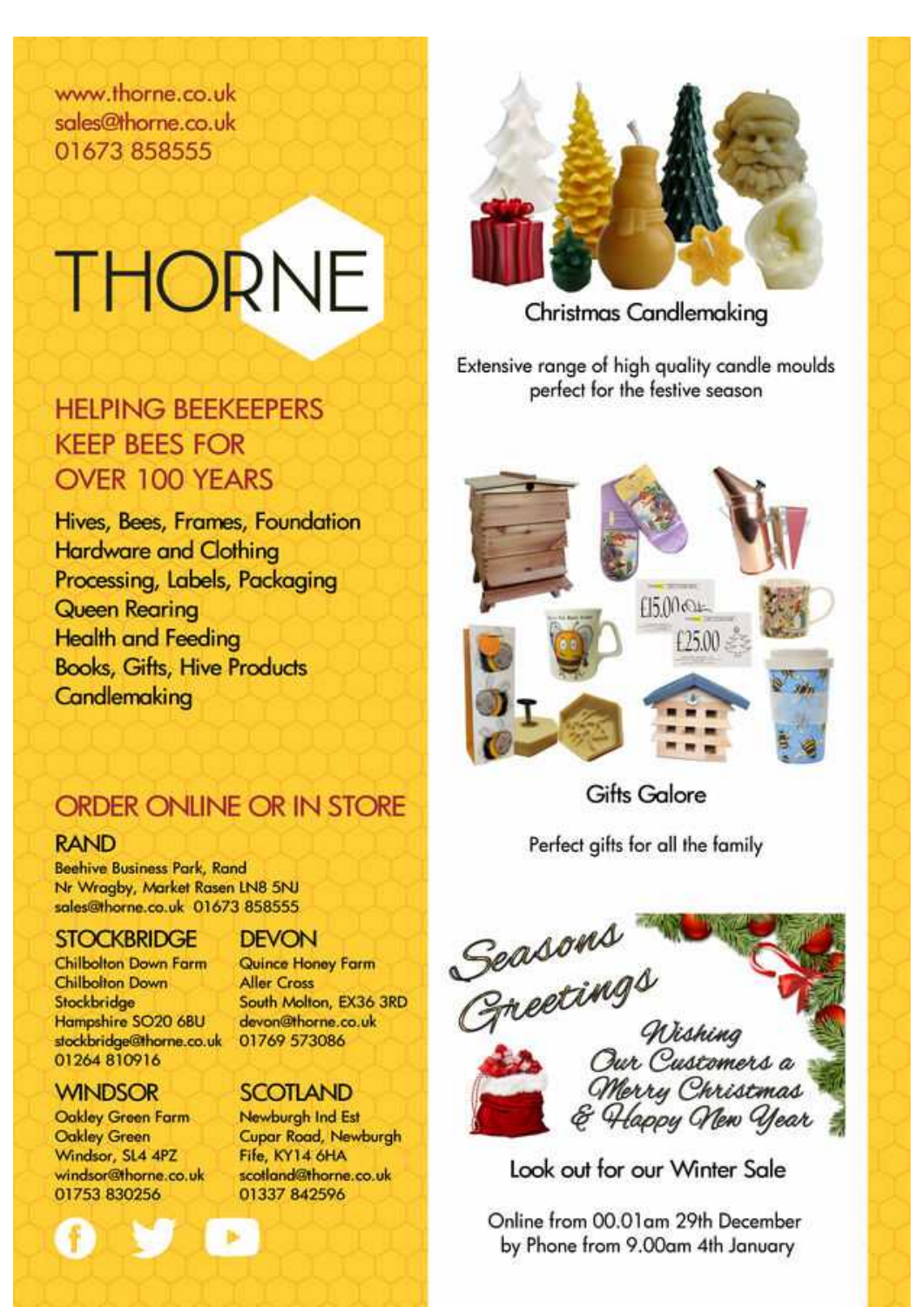www.thorne.co.uk
sales@thorne.co.uk
01673 858555

# THORNE

## HELPING BEEKEEPERS KEEP BEES FOR OVER 100 YEARS

Hives, Bees, Frames, Foundation
Hardware and Clothing
Processing, Labels, Packaging
Queen Rearing
Health and Feeding
Books, Gifts, Hive Products
Candlemaking

## ORDER ONLINE OR IN STORE

### RAND
Beehive Business Park, Rand
Nr Wragby, Market Rasen LN8 5NJ
sales@thorne.co.uk 01673 858555

### STOCKBRIDGE
Chilbolton Down Farm
Chilbolton Down
Stockbridge
Hampshire SO20 6BU
stockbridge@thorne.co.uk
01264 810916

### DEVON
Quince Honey Farm
Aller Cross
South Molton, EX36 3RD
devon@thorne.co.uk
01769 573086

### WINDSOR
Oakley Green Farm
Oakley Green
Windsor, SL4 4PZ
windsor@thorne.co.uk
01753 830256

### SCOTLAND
Newburgh Ind Est
Cupar Road, Newburgh
Fife, KY14 6HA
scotland@thorne.co.uk
01337 842596

## Christmas Candlemaking

Extensive range of high quality candle moulds perfect for the festive season

## Gifts Galore

Perfect gifts for all the family

## Seasons Greetings

*Wishing Our Customers a Merry Christmas & Happy New Year*

Look out for our Winter Sale

Online from 00.01am 29th December
by Phone from 9.00am 4th January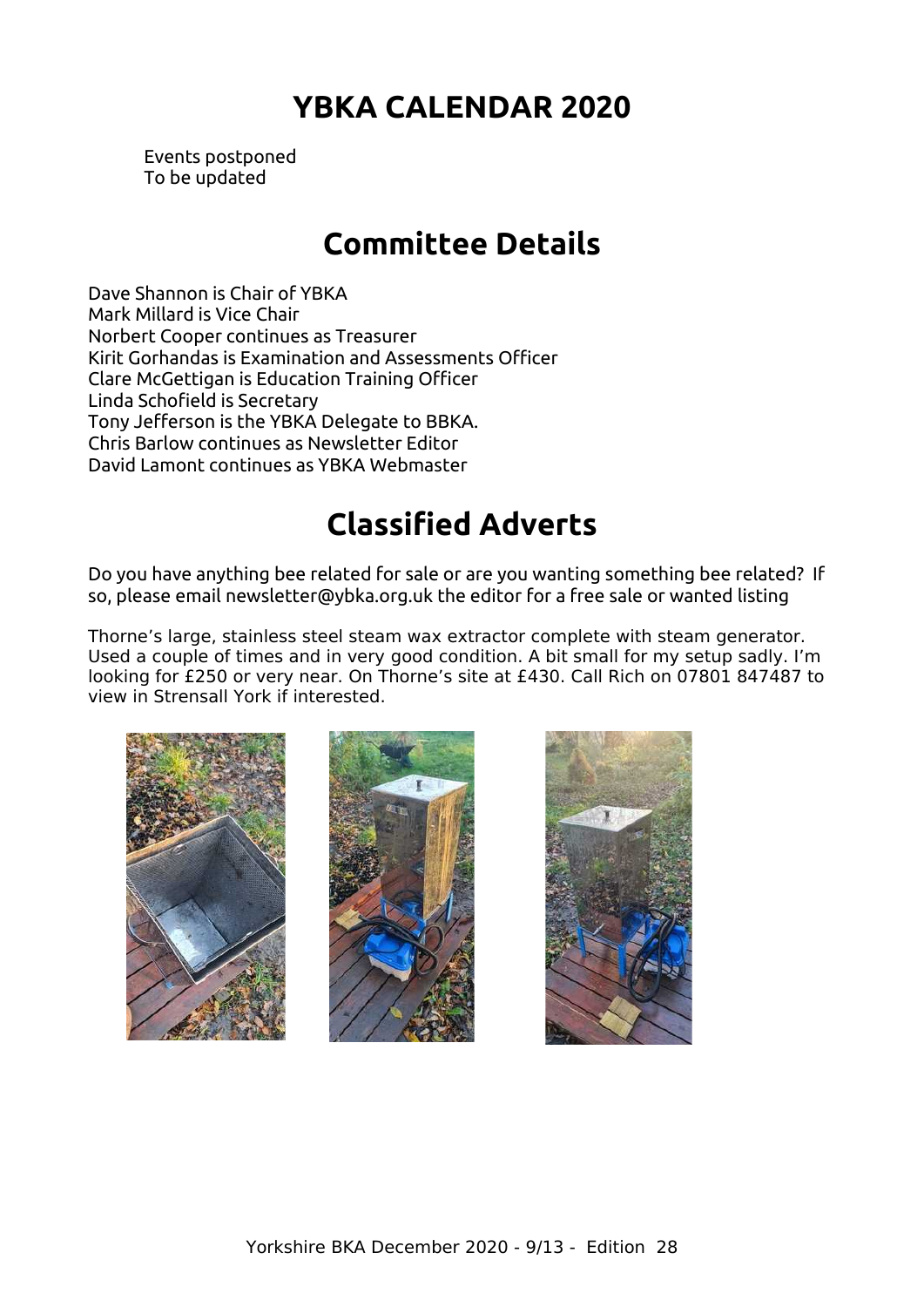# YBKA CALENDAR 2020

Events postponed
To be updated

# Committee Details

Dave Shannon is Chair of YBKA
Mark Millard is Vice Chair
Norbert Cooper continues as Treasurer
Kirit Gorhandas is Examination and Assessments Officer
Clare McGettigan is Education Training Officer
Linda Schofield is Secretary
Tony Jefferson is the YBKA Delegate to BBKA.
Chris Barlow continues as Newsletter Editor
David Lamont continues as YBKA Webmaster

# Classified Adverts

Do you have anything bee related for sale or are you wanting something bee related? If so, please email newsletter@ybka.org.uk the editor for a free sale or wanted listing

Thorne's large, stainless steel steam wax extractor complete with steam generator. Used a couple of times and in very good condition. A bit small for my setup sadly. I'm looking for £250 or very near. On Thorne's site at £430. Call Rich on 07801 847487 to view in Strensall York if interested.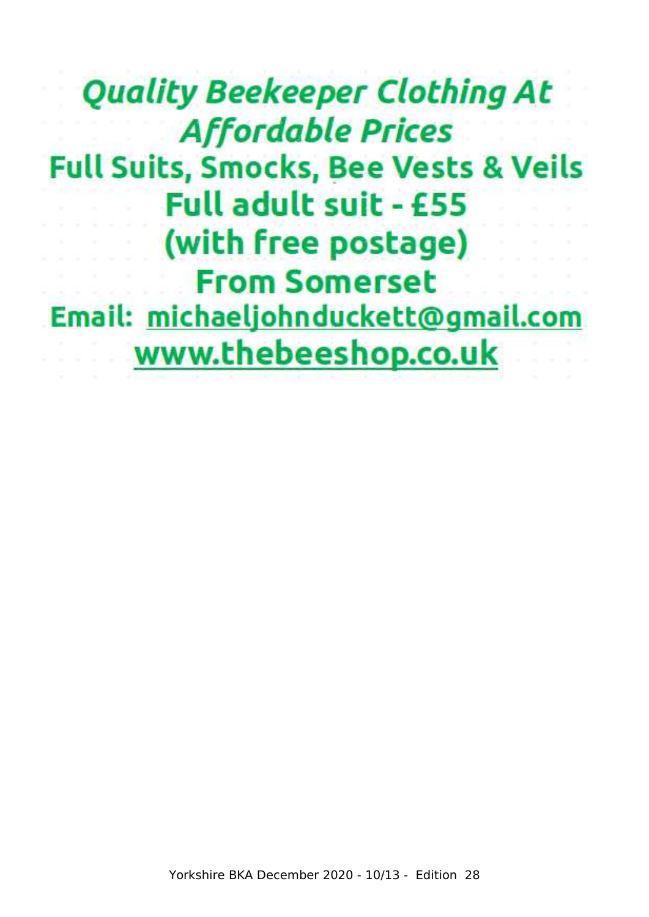## *Quality Beekeeper Clothing At Affordable Prices*

**Full Suits, Smocks, Bee Vests & Veils**

**Full adult suit - £55**

**(with free postage)**

**From Somerset**

**Email: michaeljohnduckett@gmail.com**

**www.thebeeshop.co.uk**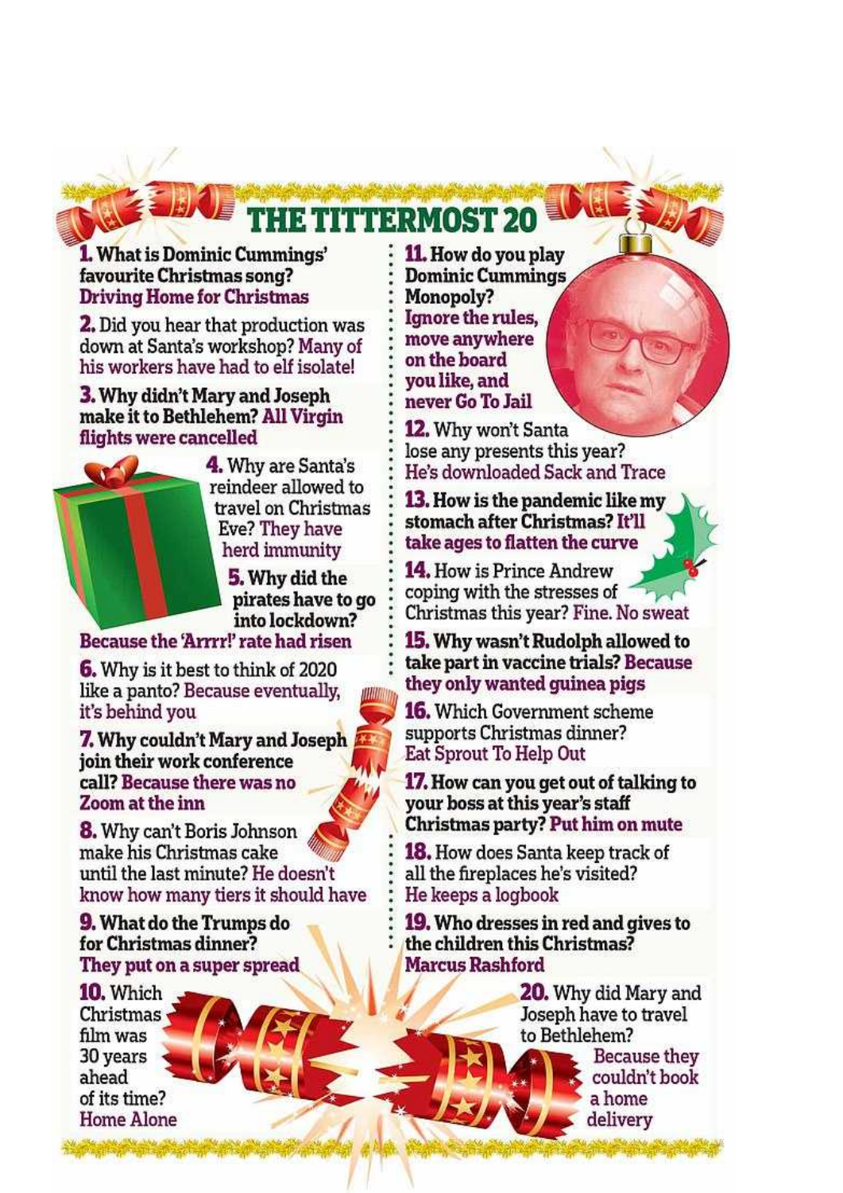# THE TITTERMOST 20

**1. What is Dominic Cummings' favourite Christmas song?** **Driving Home for Christmas**

**2.** Did you hear that production was down at Santa's workshop? Many of his workers have had to elf isolate!

**3. Why didn't Mary and Joseph make it to Bethlehem? All Virgin flights were cancelled**

**4.** Why are Santa's reindeer allowed to travel on Christmas Eve? They have herd immunity

**5. Why did the pirates have to go into lockdown? Because the 'Arrr!' rate had risen**

**6.** Why is it best to think of 2020 like a panto? Because eventually, it's behind you

**7. Why couldn't Mary and Joseph join their work conference call? Because there was no Zoom at the inn**

**8.** Why can't Boris Johnson make his Christmas cake until the last minute? He doesn't know how many tiers it should have

**9. What do the Trumps do for Christmas dinner? They put on a super spread**

**10.** Which Christmas film was 30 years ahead of its time? Home Alone

**11. How do you play Dominic Cummings Monopoly? Ignore the rules, move anywhere on the board you like, and never Go To Jail**

**12.** Why won't Santa lose any presents this year? He's downloaded Sack and Trace

**13. How is the pandemic like my stomach after Christmas? It'll take ages to flatten the curve**

**14.** How is Prince Andrew coping with the stresses of Christmas this year? Fine. No sweat

**15. Why wasn't Rudolph allowed to take part in vaccine trials? Because they only wanted guinea pigs**

**16.** Which Government scheme supports Christmas dinner? Eat Sprout To Help Out

**17. How can you get out of talking to your boss at this year's staff Christmas party? Put him on mute**

**18.** How does Santa keep track of all the fireplaces he's visited? He keeps a logbook

**19. Who dresses in red and gives to the children this Christmas? Marcus Rashford**

**20.** Why did Mary and Joseph have to travel to Bethlehem? Because they couldn't book a home delivery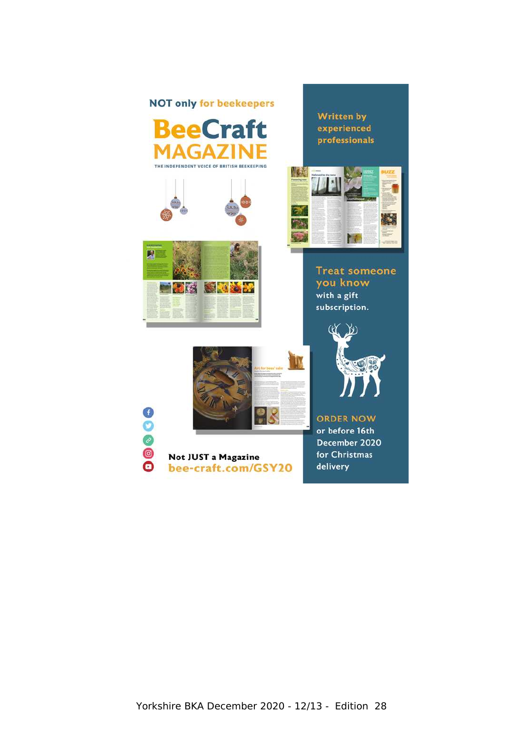NOT only for beekeepers

# BeeCraft MAGAZINE

THE INDEPENDENT VOICE OF BRITISH BEEKEEPING

Written by experienced professionals

Treat someone you know with a gift subscription.

ORDER NOW or before 16th December 2020 for Christmas delivery

**Not JUST a Magazine**

bee-craft.com/GSY20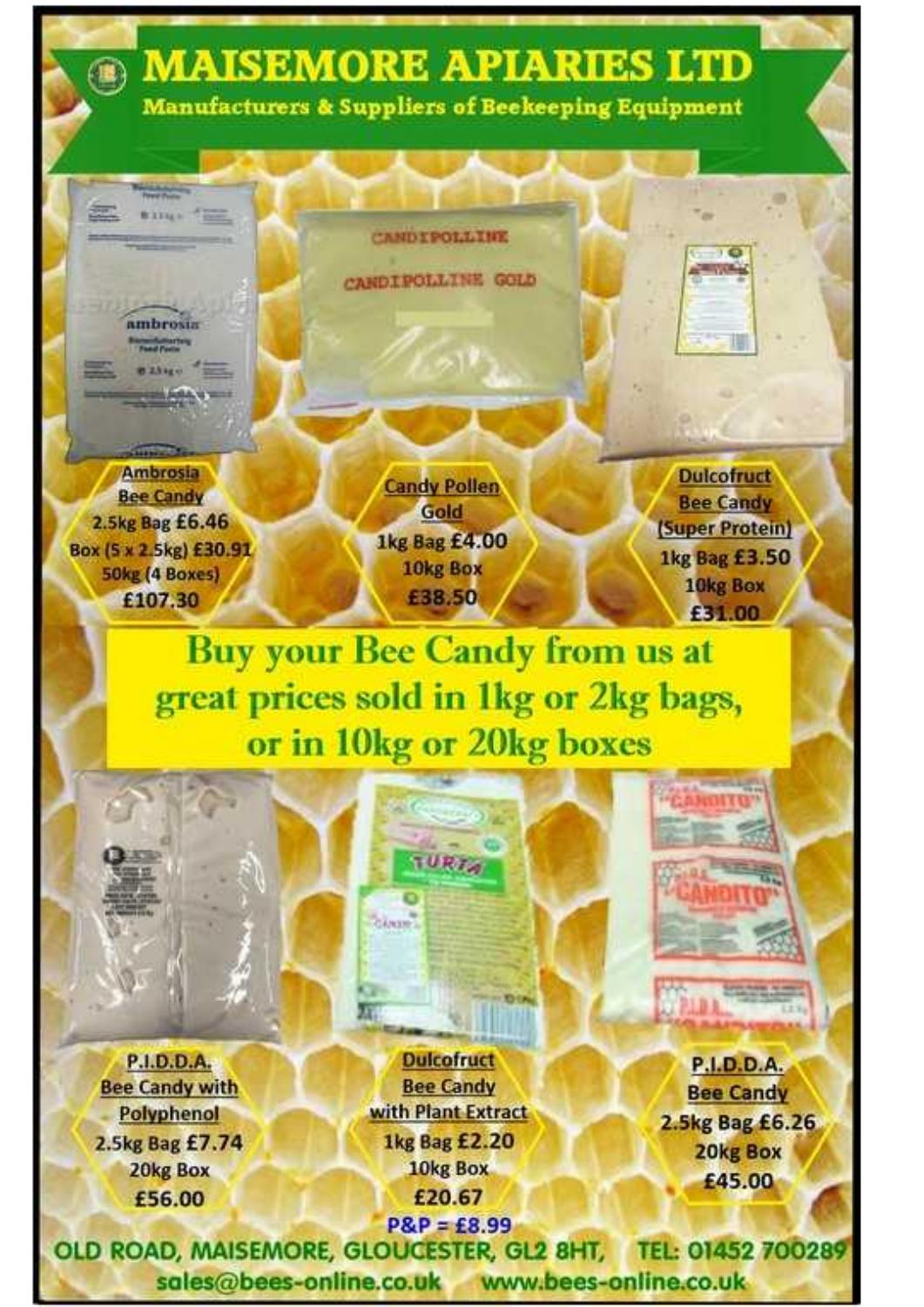# MAISEMORE APIARIES LTD

**Manufacturers & Suppliers of Beekeeping Equipment**

**Ambrosia Bee Candy**
2.5kg Bag £6.46
Box (5 x 2.5kg) £30.91
50kg (4 Boxes) £107.30

**Candy Pollen Gold**
1kg Bag £4.00
10kg Box £38.50

**Dulcofruct Bee Candy (Super Protein)**
1kg Bag £3.50
10kg Box £31.00

## Buy your Bee Candy from us at great prices sold in 1kg or 2kg bags, or in 10kg or 20kg boxes

**P.I.D.D.A. Bee Candy with Polyphenol**
2.5kg Bag £7.74
20kg Box £56.00

**Dulcofruct Bee Candy with Plant Extract**
1kg Bag £2.20
10kg Box £20.67

**P.I.D.D.A. Bee Candy**
2.5kg Bag £6.26
20kg Box £45.00

P&P = £8.99

OLD ROAD, MAISEMORE, GLOUCESTER, GL2 8HT, TEL: 01452 700289
sales@bees-online.co.uk www.bees-online.co.uk